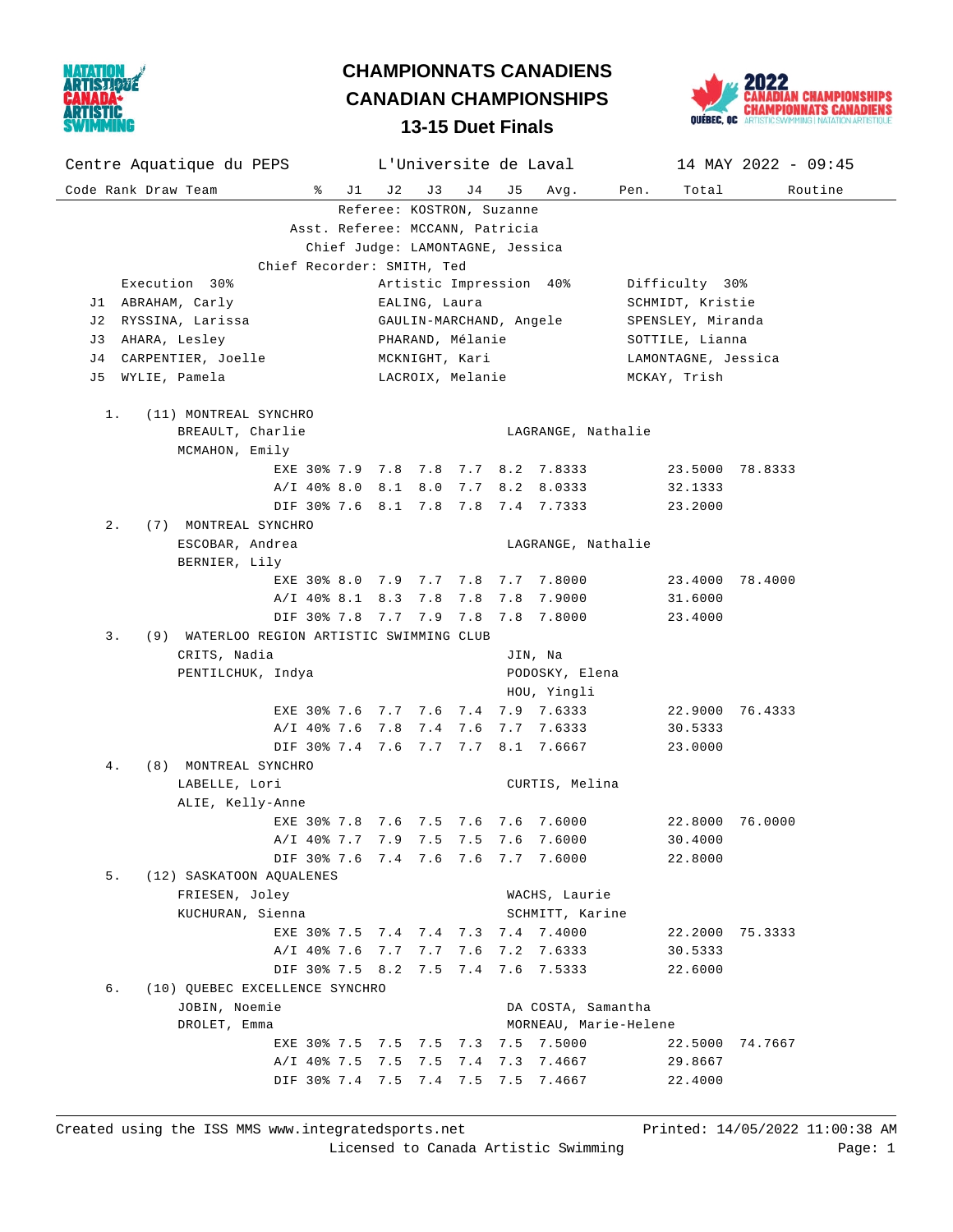# CHAMPIONNATS CANADIENS
# CANADIAN CHAMPIONSHIPS
## 13-15 Duet Finals

Centre Aquatique du PEPS — L'Universite de Laval — 14 MAY 2022 - 09:45

Referee: KOSTRON, Suzanne
Asst. Referee: MCCANN, Patricia
Chief Judge: LAMONTAGNE, Jessica
Chief Recorder: SMITH, Ted

| | Execution 30% | Artistic Impression 40% | Difficulty 30% |
|---|---|---|---|
| J1 | ABRAHAM, Carly | EALING, Laura | SCHMIDT, Kristie |
| J2 | RYSSINA, Larissa | GAULIN-MARCHAND, Angele | SPENSLEY, Miranda |
| J3 | AHARA, Lesley | PHARAND, Mélanie | SOTTILE, Lianna |
| J4 | CARPENTIER, Joelle | MCKNIGHT, Kari | LAMONTAGNE, Jessica |
| J5 | WYLIE, Pamela | LACROIX, Melanie | MCKAY, Trish |

| Code | Rank | Draw | Team | % | J1 | J2 | J3 | J4 | J5 | Avg. | Pen. | Total | Routine |
|---|---|---|---|---|---|---|---|---|---|---|---|---|---|
| | 1. | (11) | MONTREAL SYNCHRO | | | | | | | | | | |
| | | | BREAULT, Charlie / MCMAHON, Emily — Coach: LAGRANGE, Nathalie | | | | | | | | | | |
| | | | | EXE 30% | 7.9 | 7.8 | 7.8 | 7.7 | 8.2 | 7.8333 | | 23.5000 | 78.8333 |
| | | | | A/I 40% | 8.0 | 8.1 | 8.0 | 7.7 | 8.2 | 8.0333 | | 32.1333 | |
| | | | | DIF 30% | 7.6 | 8.1 | 7.8 | 7.8 | 7.4 | 7.7333 | | 23.2000 | |
| | 2. | (7) | MONTREAL SYNCHRO | | | | | | | | | | |
| | | | ESCOBAR, Andrea / BERNIER, Lily — Coach: LAGRANGE, Nathalie | | | | | | | | | | |
| | | | | EXE 30% | 8.0 | 7.9 | 7.7 | 7.8 | 7.7 | 7.8000 | | 23.4000 | 78.4000 |
| | | | | A/I 40% | 8.1 | 8.3 | 7.8 | 7.8 | 7.8 | 7.9000 | | 31.6000 | |
| | | | | DIF 30% | 7.8 | 7.7 | 7.9 | 7.8 | 7.8 | 7.8000 | | 23.4000 | |
| | 3. | (9) | WATERLOO REGION ARTISTIC SWIMMING CLUB | | | | | | | | | | |
| | | | CRITS, Nadia / PENTILCHUK, Indya — Coach: JIN, Na / PODOSKY, Elena / HOU, Yingli | | | | | | | | | | |
| | | | | EXE 30% | 7.6 | 7.7 | 7.6 | 7.4 | 7.9 | 7.6333 | | 22.9000 | 76.4333 |
| | | | | A/I 40% | 7.6 | 7.8 | 7.4 | 7.6 | 7.7 | 7.6333 | | 30.5333 | |
| | | | | DIF 30% | 7.4 | 7.6 | 7.7 | 7.7 | 8.1 | 7.6667 | | 23.0000 | |
| | 4. | (8) | MONTREAL SYNCHRO | | | | | | | | | | |
| | | | LABELLE, Lori / ALIE, Kelly-Anne — Coach: CURTIS, Melina | | | | | | | | | | |
| | | | | EXE 30% | 7.8 | 7.6 | 7.5 | 7.6 | 7.6 | 7.6000 | | 22.8000 | 76.0000 |
| | | | | A/I 40% | 7.7 | 7.9 | 7.5 | 7.5 | 7.6 | 7.6000 | | 30.4000 | |
| | | | | DIF 30% | 7.6 | 7.4 | 7.6 | 7.6 | 7.7 | 7.6000 | | 22.8000 | |
| | 5. | (12) | SASKATOON AQUALENES | | | | | | | | | | |
| | | | FRIESEN, Joley / KUCHURAN, Sienna — Coach: WACHS, Laurie / SCHMITT, Karine | | | | | | | | | | |
| | | | | EXE 30% | 7.5 | 7.4 | 7.4 | 7.3 | 7.4 | 7.4000 | | 22.2000 | 75.3333 |
| | | | | A/I 40% | 7.6 | 7.7 | 7.7 | 7.6 | 7.2 | 7.6333 | | 30.5333 | |
| | | | | DIF 30% | 7.5 | 8.2 | 7.5 | 7.4 | 7.6 | 7.5333 | | 22.6000 | |
| | 6. | (10) | QUEBEC EXCELLENCE SYNCHRO | | | | | | | | | | |
| | | | JOBIN, Noemie / DROLET, Emma — Coach: DA COSTA, Samantha / MORNEAU, Marie-Helene | | | | | | | | | | |
| | | | | EXE 30% | 7.5 | 7.5 | 7.5 | 7.3 | 7.5 | 7.5000 | | 22.5000 | 74.7667 |
| | | | | A/I 40% | 7.5 | 7.5 | 7.5 | 7.4 | 7.3 | 7.4667 | | 29.8667 | |
| | | | | DIF 30% | 7.4 | 7.5 | 7.4 | 7.5 | 7.5 | 7.4667 | | 22.4000 | |

Created using the ISS MMS www.integratedsports.net — Printed: 14/05/2022 11:00:38 AM
Licensed to Canada Artistic Swimming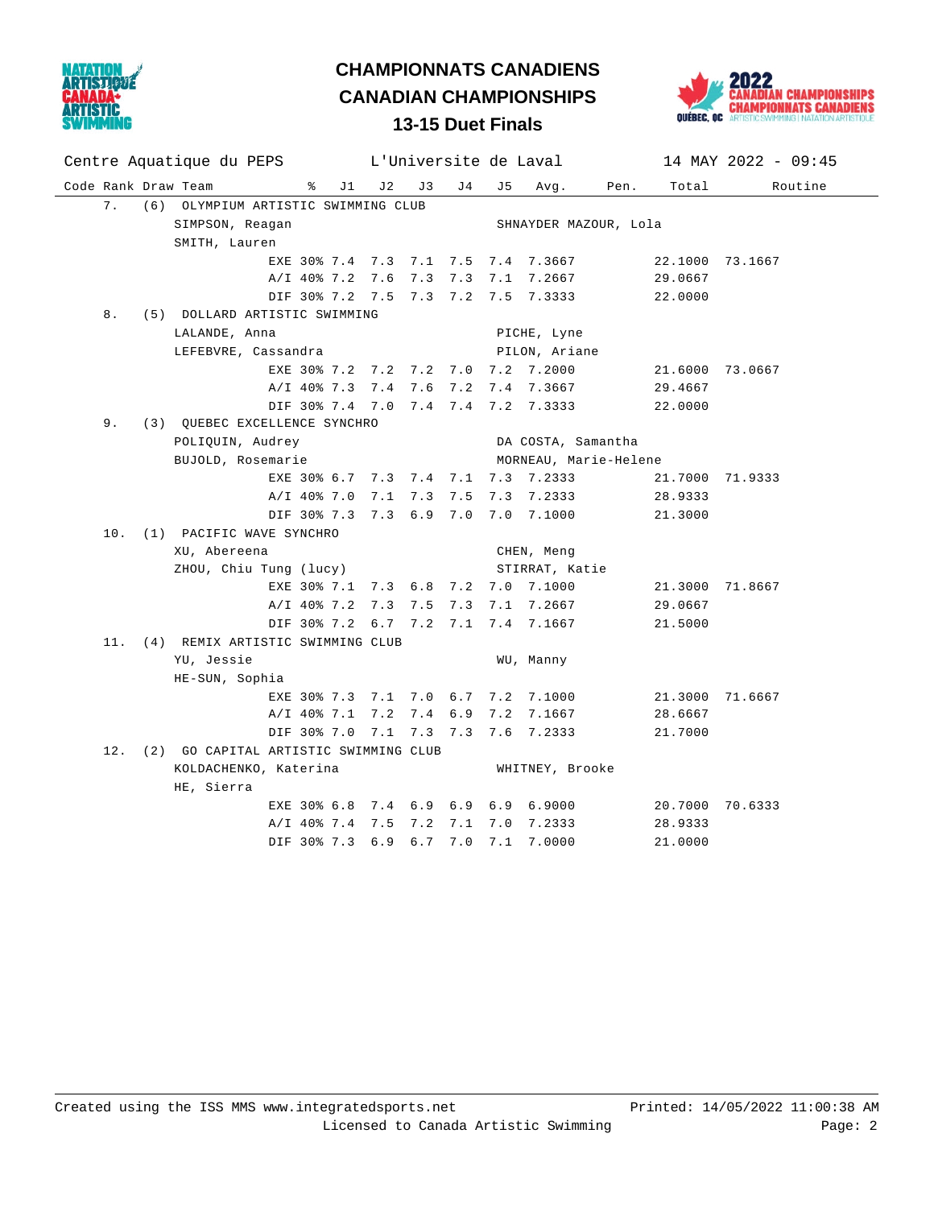# CHAMPIONNATS CANADIENS
# CANADIAN CHAMPIONSHIPS
## 13-15 Duet Finals

Centre Aquatique du PEPS — L'Universite de Laval — 14 MAY 2022 - 09:45

| Code | Rank | Draw | Team | % | J1 | J2 | J3 | J4 | J5 | Avg. | Pen. | Total | Routine |
|---|---|---|---|---|---|---|---|---|---|---|---|---|---|
| | 7. | (6) | OLYMPIUM ARTISTIC SWIMMING CLUB | | | | | | | | | | |
| | | | SIMPSON, Reagan; SMITH, Lauren; SHNAYDER MAZOUR, Lola | | | | | | | | | | |
| | | | | EXE 30% | 7.4 | 7.3 | 7.1 | 7.5 | 7.4 | 7.3667 | | 22.1000 | 73.1667 |
| | | | | A/I 40% | 7.2 | 7.6 | 7.3 | 7.3 | 7.1 | 7.2667 | | 29.0667 | |
| | | | | DIF 30% | 7.2 | 7.5 | 7.3 | 7.2 | 7.5 | 7.3333 | | 22.0000 | |
| | 8. | (5) | DOLLARD ARTISTIC SWIMMING | | | | | | | | | | |
| | | | LALANDE, Anna; LEFEBVRE, Cassandra; PICHE, Lyne; PILON, Ariane | | | | | | | | | | |
| | | | | EXE 30% | 7.2 | 7.2 | 7.2 | 7.0 | 7.2 | 7.2000 | | 21.6000 | 73.0667 |
| | | | | A/I 40% | 7.3 | 7.4 | 7.6 | 7.2 | 7.4 | 7.3667 | | 29.4667 | |
| | | | | DIF 30% | 7.4 | 7.0 | 7.4 | 7.4 | 7.2 | 7.3333 | | 22.0000 | |
| | 9. | (3) | QUEBEC EXCELLENCE SYNCHRO | | | | | | | | | | |
| | | | POLIQUIN, Audrey; BUJOLD, Rosemarie; DA COSTA, Samantha; MORNEAU, Marie-Helene | | | | | | | | | | |
| | | | | EXE 30% | 6.7 | 7.3 | 7.4 | 7.1 | 7.3 | 7.2333 | | 21.7000 | 71.9333 |
| | | | | A/I 40% | 7.0 | 7.1 | 7.3 | 7.5 | 7.3 | 7.2333 | | 28.9333 | |
| | | | | DIF 30% | 7.3 | 7.3 | 6.9 | 7.0 | 7.0 | 7.1000 | | 21.3000 | |
| | 10. | (1) | PACIFIC WAVE SYNCHRO | | | | | | | | | | |
| | | | XU, Abereena; ZHOU, Chiu Tung (lucy); CHEN, Meng; STIRRAT, Katie | | | | | | | | | | |
| | | | | EXE 30% | 7.1 | 7.3 | 6.8 | 7.2 | 7.0 | 7.1000 | | 21.3000 | 71.8667 |
| | | | | A/I 40% | 7.2 | 7.3 | 7.5 | 7.3 | 7.1 | 7.2667 | | 29.0667 | |
| | | | | DIF 30% | 7.2 | 6.7 | 7.2 | 7.1 | 7.4 | 7.1667 | | 21.5000 | |
| | 11. | (4) | REMIX ARTISTIC SWIMMING CLUB | | | | | | | | | | |
| | | | YU, Jessie; HE-SUN, Sophia; WU, Manny | | | | | | | | | | |
| | | | | EXE 30% | 7.3 | 7.1 | 7.0 | 6.7 | 7.2 | 7.1000 | | 21.3000 | 71.6667 |
| | | | | A/I 40% | 7.1 | 7.2 | 7.4 | 6.9 | 7.2 | 7.1667 | | 28.6667 | |
| | | | | DIF 30% | 7.0 | 7.1 | 7.3 | 7.3 | 7.6 | 7.2333 | | 21.7000 | |
| | 12. | (2) | GO CAPITAL ARTISTIC SWIMMING CLUB | | | | | | | | | | |
| | | | KOLDACHENKO, Katerina; HE, Sierra; WHITNEY, Brooke | | | | | | | | | | |
| | | | | EXE 30% | 6.8 | 7.4 | 6.9 | 6.9 | 6.9 | 6.9000 | | 20.7000 | 70.6333 |
| | | | | A/I 40% | 7.4 | 7.5 | 7.2 | 7.1 | 7.0 | 7.2333 | | 28.9333 | |
| | | | | DIF 30% | 7.3 | 6.9 | 6.7 | 7.0 | 7.1 | 7.0000 | | 21.0000 | |

Created using the ISS MMS www.integratedsports.net — Printed: 14/05/2022 11:00:38 AM

Licensed to Canada Artistic Swimming